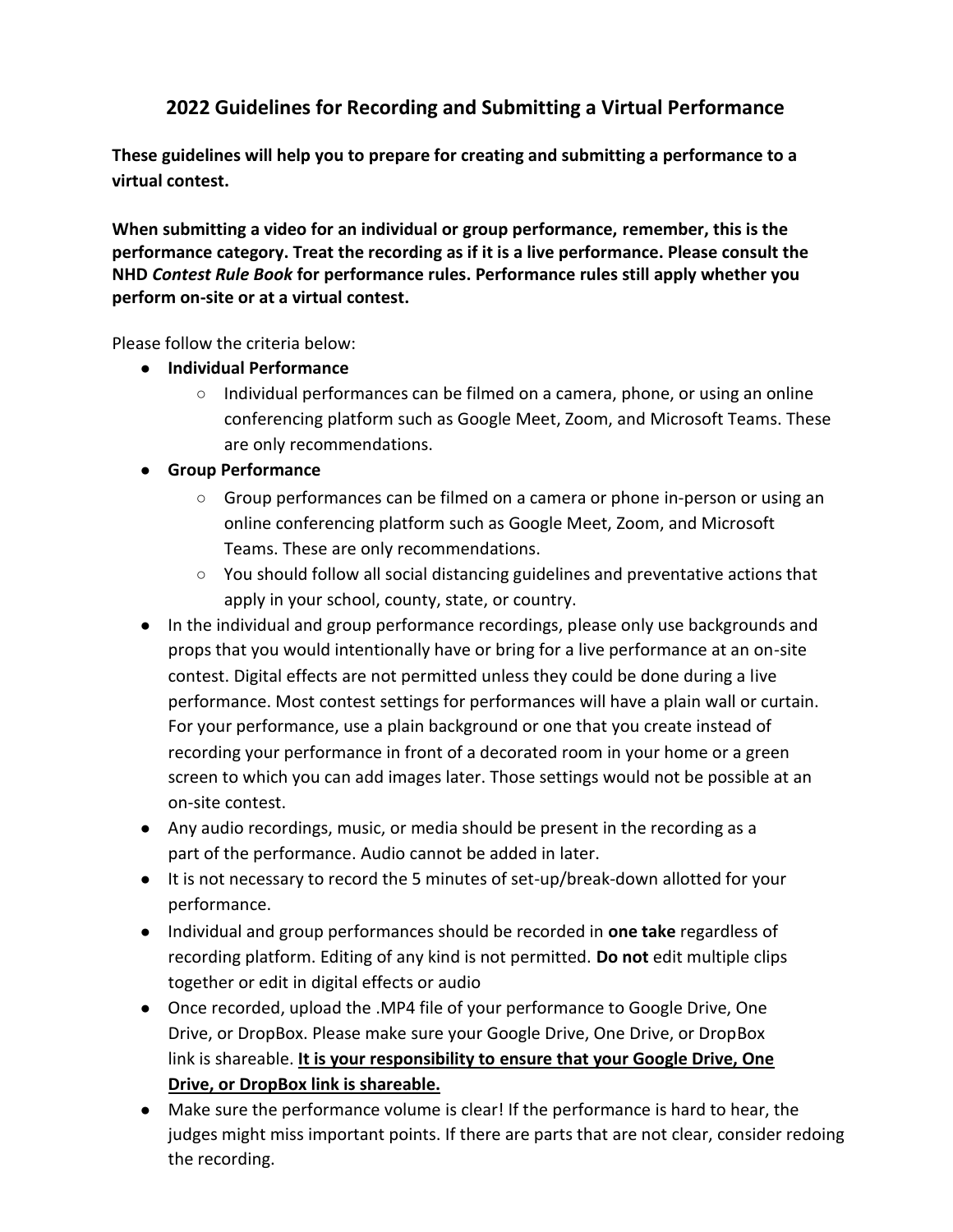## 2022 Guidelines for Recording and Submitting a Virtual Performance

**These guidelines will help you to prepare for creating and submitting a performance to a virtual contest.**

**When submitting a video for an individual or group performance, remember, this is the performance category. Treat the recording as if it is a live performance. Please consult the NHD *Contest Rule Book* for performance rules. Performance rules still apply whether you perform on-site or at a virtual contest.**

Please follow the criteria below:

- **Individual Performance**
    - Individual performances can be filmed on a camera, phone, or using an online conferencing platform such as Google Meet, Zoom, and Microsoft Teams. These are only recommendations.
- **Group Performance**
    - Group performances can be filmed on a camera or phone in-person or using an online conferencing platform such as Google Meet, Zoom, and Microsoft Teams. These are only recommendations.
    - You should follow all social distancing guidelines and preventative actions that apply in your school, county, state, or country.
- In the individual and group performance recordings, please only use backgrounds and props that you would intentionally have or bring for a live performance at an on-site contest. Digital effects are not permitted unless they could be done during a live performance. Most contest settings for performances will have a plain wall or curtain. For your performance, use a plain background or one that you create instead of recording your performance in front of a decorated room in your home or a green screen to which you can add images later. Those settings would not be possible at an on-site contest.
- Any audio recordings, music, or media should be present in the recording as a part of the performance. Audio cannot be added in later.
- It is not necessary to record the 5 minutes of set-up/break-down allotted for your performance.
- Individual and group performances should be recorded in **one take** regardless of recording platform. Editing of any kind is not permitted. **Do not** edit multiple clips together or edit in digital effects or audio
- Once recorded, upload the .MP4 file of your performance to Google Drive, One Drive, or DropBox. Please make sure your Google Drive, One Drive, or DropBox link is shareable. <u>**It is your responsibility to ensure that your Google Drive, One Drive, or DropBox link is shareable.**</u>
- Make sure the performance volume is clear! If the performance is hard to hear, the judges might miss important points. If there are parts that are not clear, consider redoing the recording.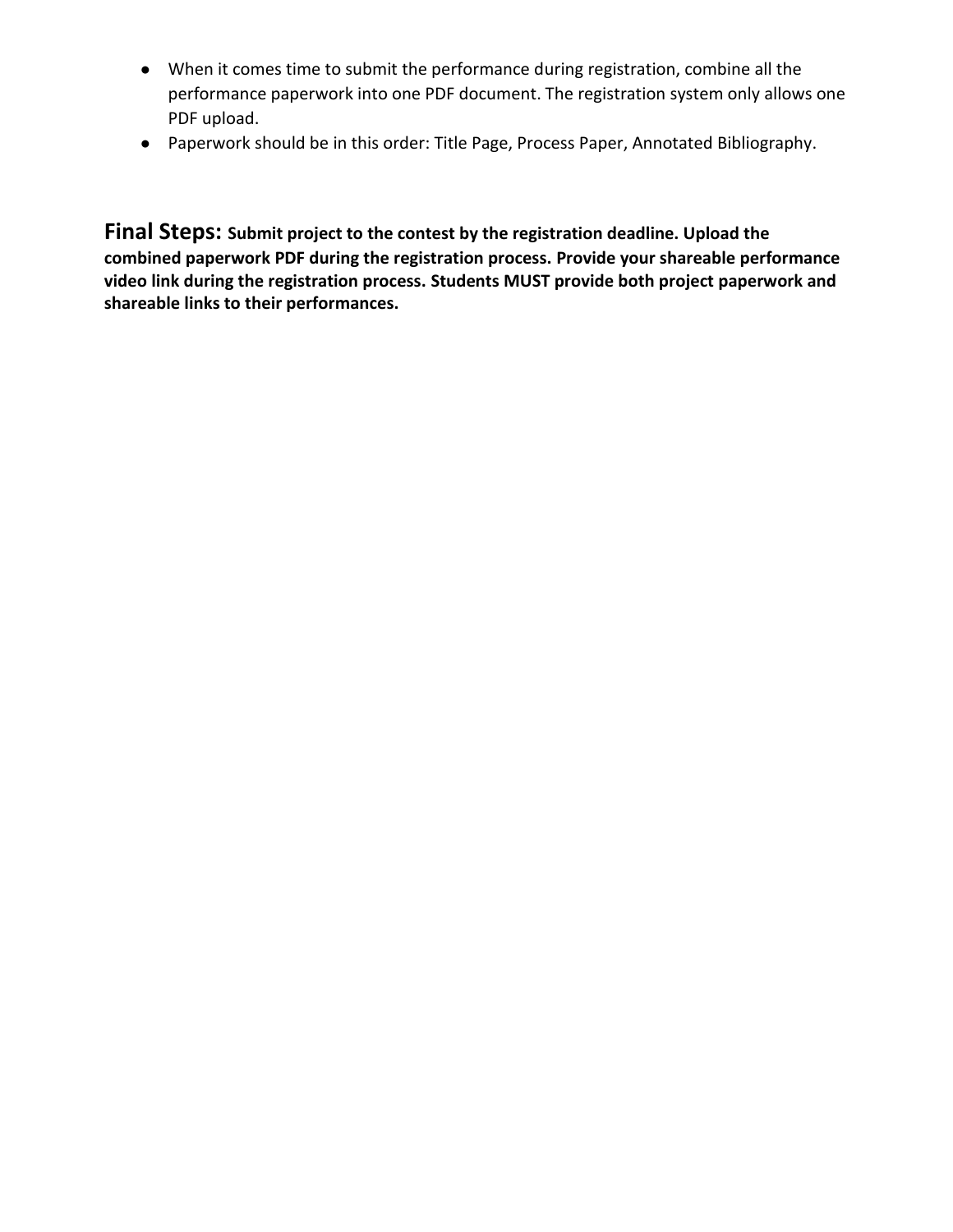- When it comes time to submit the performance during registration, combine all the performance paperwork into one PDF document. The registration system only allows one PDF upload.
- Paperwork should be in this order: Title Page, Process Paper, Annotated Bibliography.

**Final Steps: Submit project to the contest by the registration deadline. Upload the combined paperwork PDF during the registration process. Provide your shareable performance video link during the registration process. Students MUST provide both project paperwork and shareable links to their performances.**